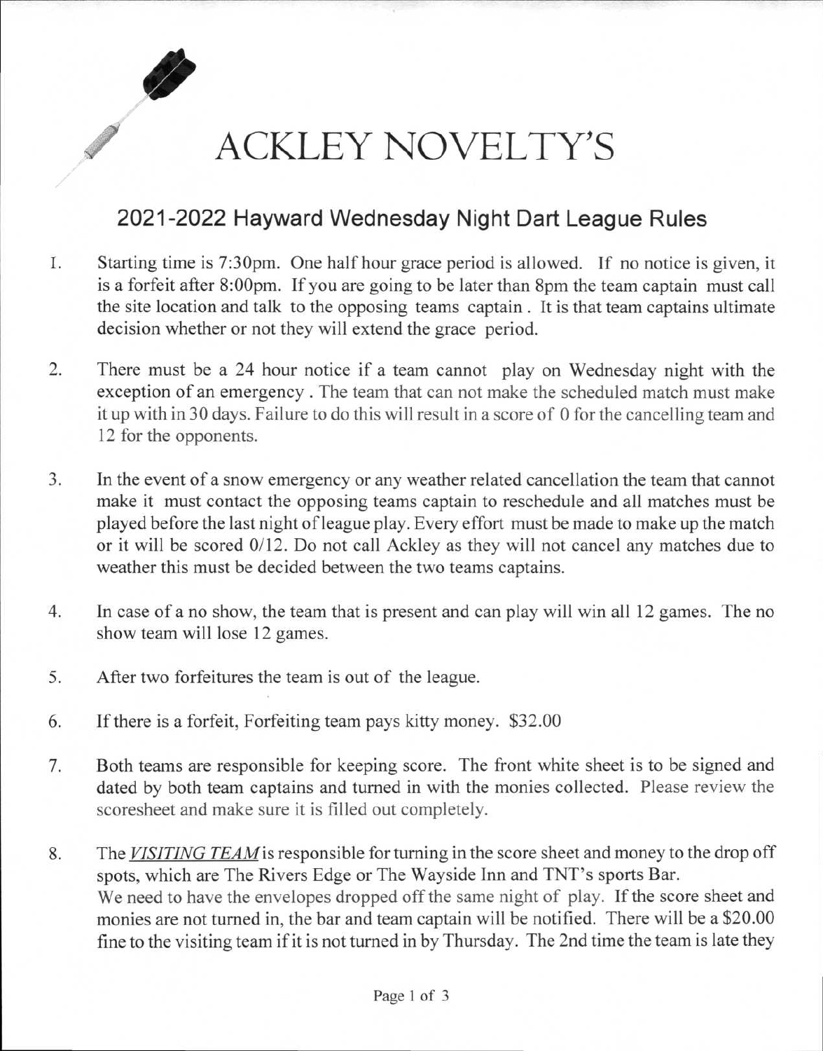# ACKLEY NOVELTY'S

## 2021-2022 Hayward Wednesday Night Dart League Rules

1. Starting time is 7:30pm. One half hour grace period is allowed. If no notice is given, it is a forfeit after 8:00pm. If you are going to be later than 8pm the team captain must call the site location and talk to the opposing teams captain . It is that team captains ultimate decision whether or not they will extend the grace period.

2. There must be a 24 hour notice if a team cannot play on Wednesday night with the exception of an emergency . The team that can not make the scheduled match must make it up with in 30 days. Failure to do this will result in a score of 0 for the cancelling team and 12 for the opponents.

3. In the event of a snow emergency or any weather related cancellation the team that cannot make it must contact the opposing teams captain to reschedule and all matches must be played before the last night of league play. Every effort must be made to make up the match or it will be scored 0/12. Do not call Ackley as they will not cancel any matches due to weather this must be decided between the two teams captains.

4. In case of a no show, the team that is present and can play will win all 12 games. The no show team will lose 12 games.

5. After two forfeitures the team is out of the league.

6. If there is a forfeit, Forfeiting team pays kitty money. $32.00

7. Both teams are responsible for keeping score. The front white sheet is to be signed and dated by both team captains and turned in with the monies collected. Please review the scoresheet and make sure it is filled out completely.

8. The ***VISITING TEAM*** is responsible for turning in the score sheet and money to the drop off spots, which are The Rivers Edge or The Wayside Inn and TNT's sports Bar.
   We need to have the envelopes dropped off the same night of play. If the score sheet and monies are not turned in, the bar and team captain will be notified. There will be a $20.00 fine to the visiting team if it is not turned in by Thursday. The 2nd time the team is late they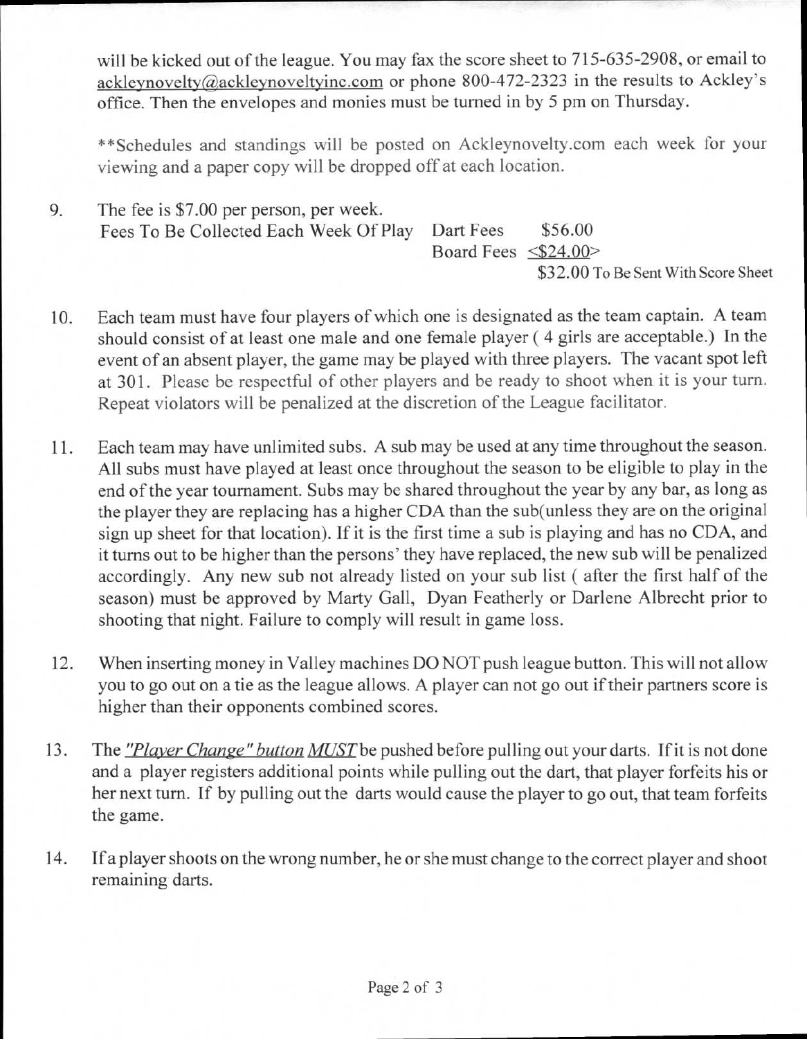will be kicked out of the league. You may fax the score sheet to 715-635-2908, or email to ackleynovelty@ackleynoveltyinc.com or phone 800-472-2323 in the results to Ackley's office. Then the envelopes and monies must be turned in by 5 pm on Thursday.

**Schedules and standings will be posted on Ackleynovelty.com each week for your viewing and a paper copy will be dropped off at each location.

9. The fee is $7.00 per person, per week.

   Fees To Be Collected Each Week Of Play — Dart Fees $56.00

   Board Fees <$24.00>

   $32.00 To Be Sent With Score Sheet

10. Each team must have four players of which one is designated as the team captain. A team should consist of at least one male and one female player ( 4 girls are acceptable.) In the event of an absent player, the game may be played with three players. The vacant spot left at 301. Please be respectful of other players and be ready to shoot when it is your turn. Repeat violators will be penalized at the discretion of the League facilitator.

11. Each team may have unlimited subs. A sub may be used at any time throughout the season. All subs must have played at least once throughout the season to be eligible to play in the end of the year tournament. Subs may be shared throughout the year by any bar, as long as the player they are replacing has a higher CDA than the sub(unless they are on the original sign up sheet for that location). If it is the first time a sub is playing and has no CDA, and it turns out to be higher than the persons' they have replaced, the new sub will be penalized accordingly. Any new sub not already listed on your sub list ( after the first half of the season) must be approved by Marty Gall, Dyan Featherly or Darlene Albrecht prior to shooting that night. Failure to comply will result in game loss.

12. When inserting money in Valley machines DO NOT push league button. This will not allow you to go out on a tie as the league allows. A player can not go out if their partners score is higher than their opponents combined scores.

13. The ***"Player Change" button*** ***MUST*** be pushed before pulling out your darts. If it is not done and a player registers additional points while pulling out the dart, that player forfeits his or her next turn. If by pulling out the darts would cause the player to go out, that team forfeits the game.

14. If a player shoots on the wrong number, he or she must change to the correct player and shoot remaining darts.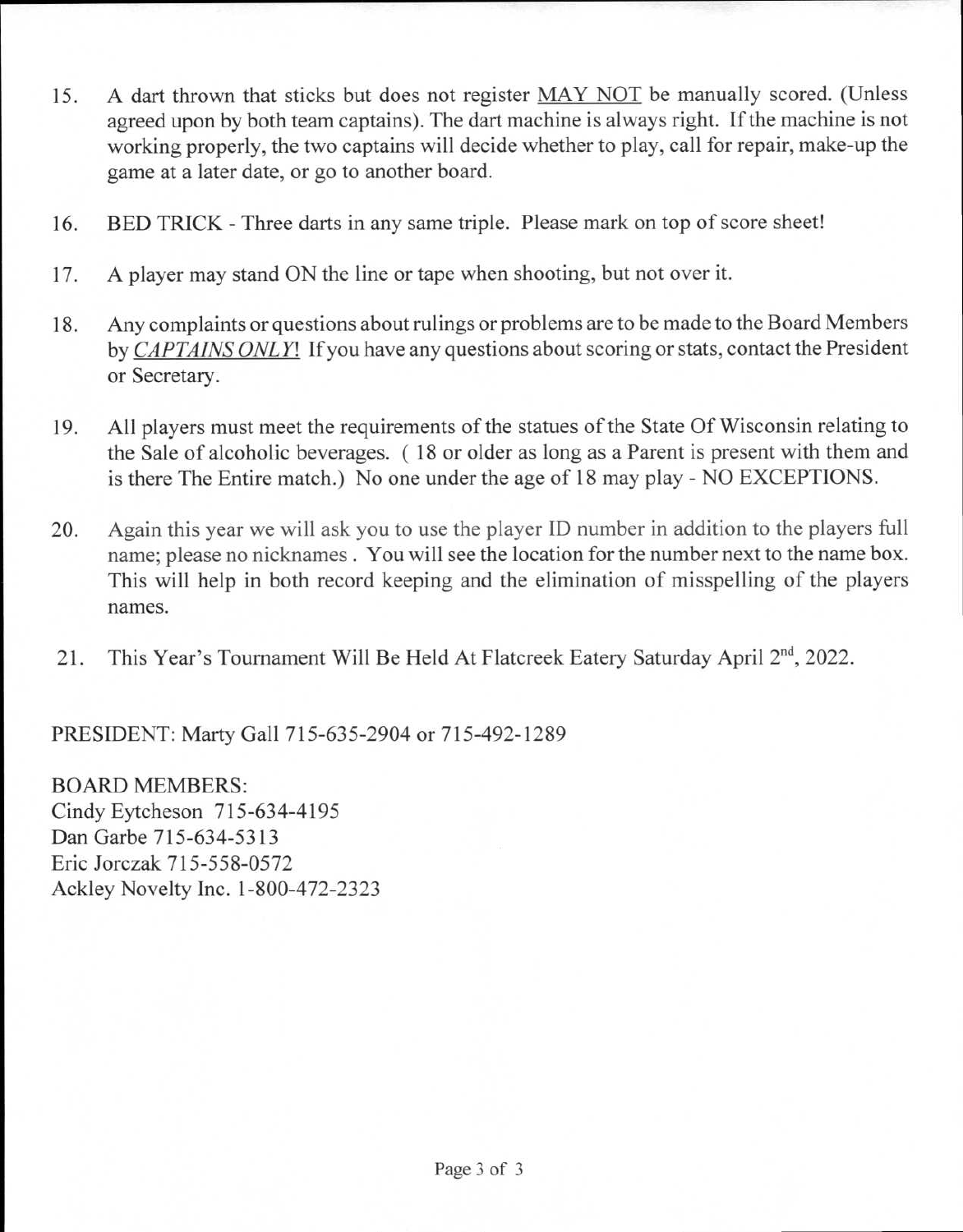15. A dart thrown that sticks but does not register <u>MAY NOT</u> be manually scored. (Unless agreed upon by both team captains). The dart machine is always right. If the machine is not working properly, the two captains will decide whether to play, call for repair, make-up the game at a later date, or go to another board.

16. BED TRICK - Three darts in any same triple. Please mark on top of score sheet!

17. A player may stand ON the line or tape when shooting, but not over it.

18. Any complaints or questions about rulings or problems are to be made to the Board Members by *<u>CAPTAINS ONLY</u>*! If you have any questions about scoring or stats, contact the President or Secretary.

19. All players must meet the requirements of the statues of the State Of Wisconsin relating to the Sale of alcoholic beverages. ( 18 or older as long as a Parent is present with them and is there The Entire match.) No one under the age of 18 may play - NO EXCEPTIONS.

20. Again this year we will ask you to use the player ID number in addition to the players full name; please no nicknames . You will see the location for the number next to the name box. This will help in both record keeping and the elimination of misspelling of the players names.

21. This Year's Tournament Will Be Held At Flatcreek Eatery Saturday April 2nd, 2022.

PRESIDENT: Marty Gall 715-635-2904 or 715-492-1289

BOARD MEMBERS:
Cindy Eytcheson 715-634-4195
Dan Garbe 715-634-5313
Eric Jorczak 715-558-0572
Ackley Novelty Inc. 1-800-472-2323